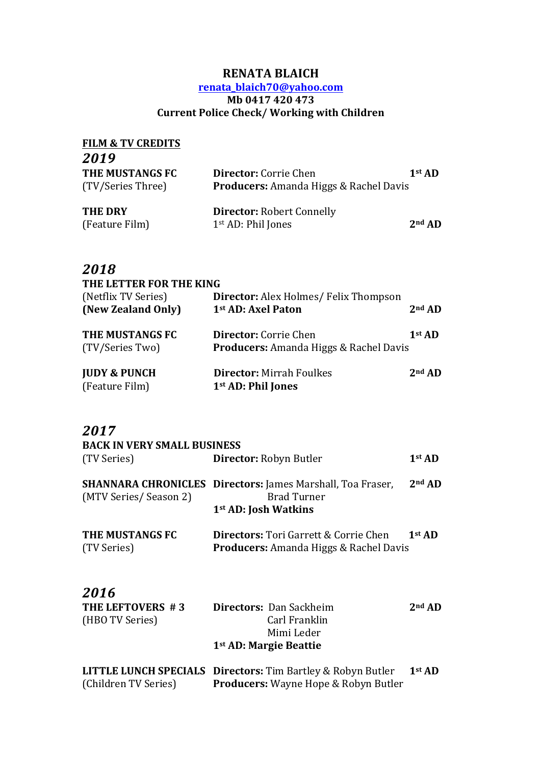# RENATA BLAICH

**renata_blaich70@yahoo.com**
**Mb 0417 420 473**
**Current Police Check/ Working with Children**

## FILM & TV CREDITS

### *2019*

| | | |
|---|---|---|
| **THE MUSTANGS FC** (TV/Series Three) | **Director:** Corrie Chen **Producers:** Amanda Higgs & Rachel Davis | **1st AD** |
| **THE DRY** (Feature Film) | **Director:** Robert Connelly 1st AD: Phil Jones | **2nd AD** |

### *2018*

| | | |
|---|---|---|
| **THE LETTER FOR THE KING** (Netflix TV Series) **(New Zealand Only)** | **Director:** Alex Holmes/ Felix Thompson **1st AD: Axel Paton** | **2nd AD** |
| **THE MUSTANGS FC** (TV/Series Two) | **Director:** Corrie Chen **Producers:** Amanda Higgs & Rachel Davis | **1st AD** |
| **JUDY & PUNCH** (Feature Film) | **Director:** Mirrah Foulkes **1st AD: Phil Jones** | **2nd AD** |

### *2017*

| | | |
|---|---|---|
| **BACK IN VERY SMALL BUSINESS** (TV Series) | **Director:** Robyn Butler | **1st AD** |
| **SHANNARA CHRONICLES** (MTV Series/ Season 2) | **Directors:** James Marshall, Toa Fraser, Brad Turner **1st AD: Josh Watkins** | **2nd AD** |
| **THE MUSTANGS FC** (TV Series) | **Directors:** Tori Garrett & Corrie Chen **Producers:** Amanda Higgs & Rachel Davis | **1st AD** |

### *2016*

| | | |
|---|---|---|
| **THE LEFTOVERS # 3** (HBO TV Series) | **Directors:** Dan Sackheim, Carl Franklin, Mimi Leder **1st AD: Margie Beattie** | **2nd AD** |
| **LITTLE LUNCH SPECIALS** (Children TV Series) | **Directors:** Tim Bartley & Robyn Butler **Producers:** Wayne Hope & Robyn Butler | **1st AD** |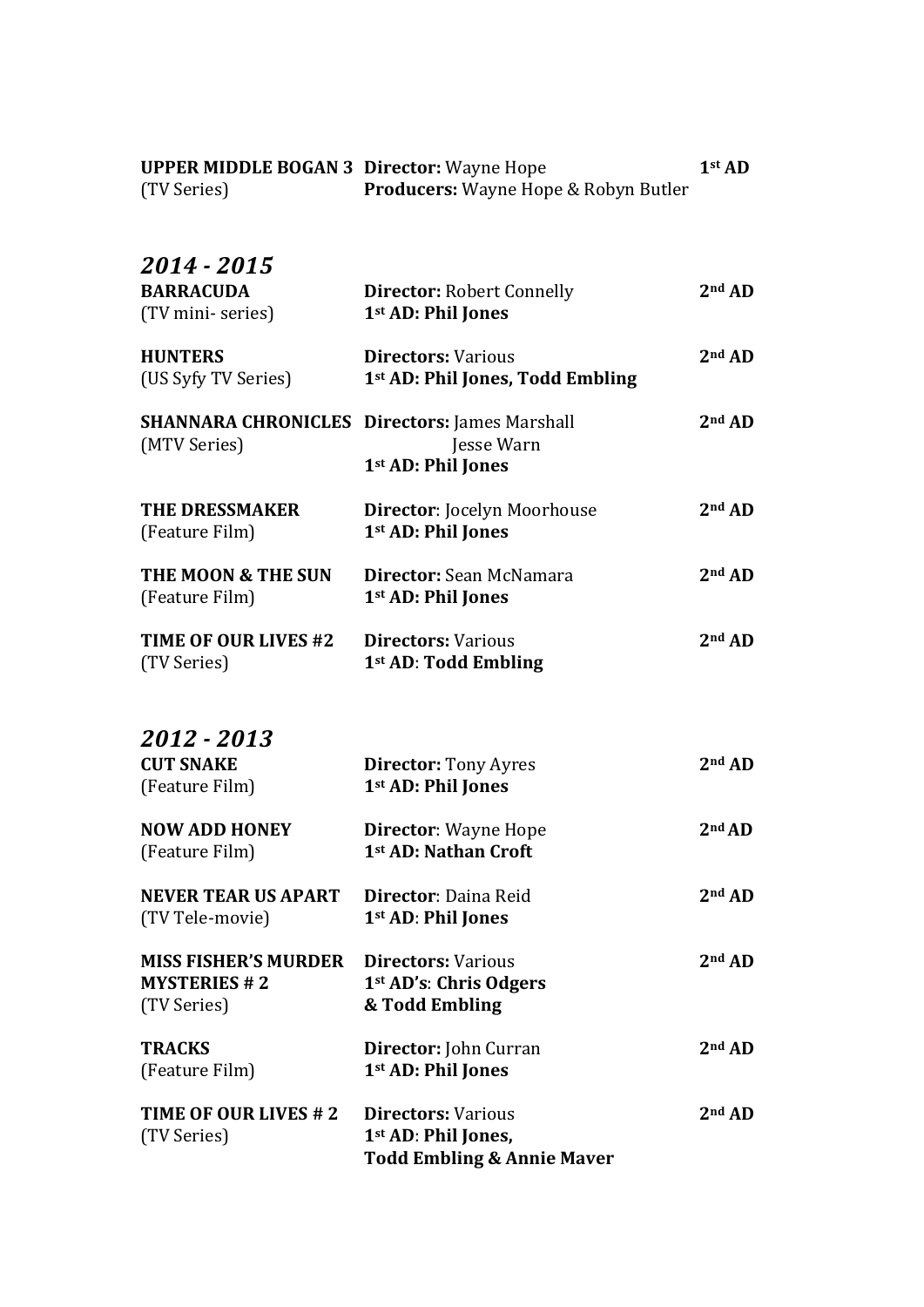| | | |
|---|---|---|
| **UPPER MIDDLE BOGAN 3** (TV Series) | **Director:** Wayne Hope<br>**Producers:** Wayne Hope & Robyn Butler | **1st AD** |

## *2014 - 2015*

| | | |
|---|---|---|
| **BARRACUDA** (TV mini- series) | **Director:** Robert Connelly<br>**1st AD: Phil Jones** | **2nd AD** |
| **HUNTERS** (US Syfy TV Series) | **Directors:** Various<br>**1st AD: Phil Jones, Todd Embling** | **2nd AD** |
| **SHANNARA CHRONICLES** (MTV Series) | **Directors:** James Marshall<br>Jesse Warn<br>**1st AD: Phil Jones** | **2nd AD** |
| **THE DRESSMAKER** (Feature Film) | **Director**: Jocelyn Moorhouse<br>**1st AD: Phil Jones** | **2nd AD** |
| **THE MOON & THE SUN** (Feature Film) | **Director:** Sean McNamara<br>**1st AD: Phil Jones** | **2nd AD** |
| **TIME OF OUR LIVES #2** (TV Series) | **Directors:** Various<br>**1st AD**: **Todd Embling** | **2nd AD** |

## *2012 - 2013*

| | | |
|---|---|---|
| **CUT SNAKE** (Feature Film) | **Director:** Tony Ayres<br>**1st AD: Phil Jones** | **2nd AD** |
| **NOW ADD HONEY** (Feature Film) | **Director**: Wayne Hope<br>**1st AD: Nathan Croft** | **2nd AD** |
| **NEVER TEAR US APART** (TV Tele-movie) | **Director**: Daina Reid<br>**1st AD**: **Phil Jones** | **2nd AD** |
| **MISS FISHER'S MURDER MYSTERIES # 2** (TV Series) | **Directors:** Various<br>**1st AD's**: **Chris Odgers & Todd Embling** | **2nd AD** |
| **TRACKS** (Feature Film) | **Director:** John Curran<br>**1st AD: Phil Jones** | **2nd AD** |
| **TIME OF OUR LIVES # 2** (TV Series) | **Directors:** Various<br>**1st AD**: **Phil Jones, Todd Embling & Annie Maver** | **2nd AD** |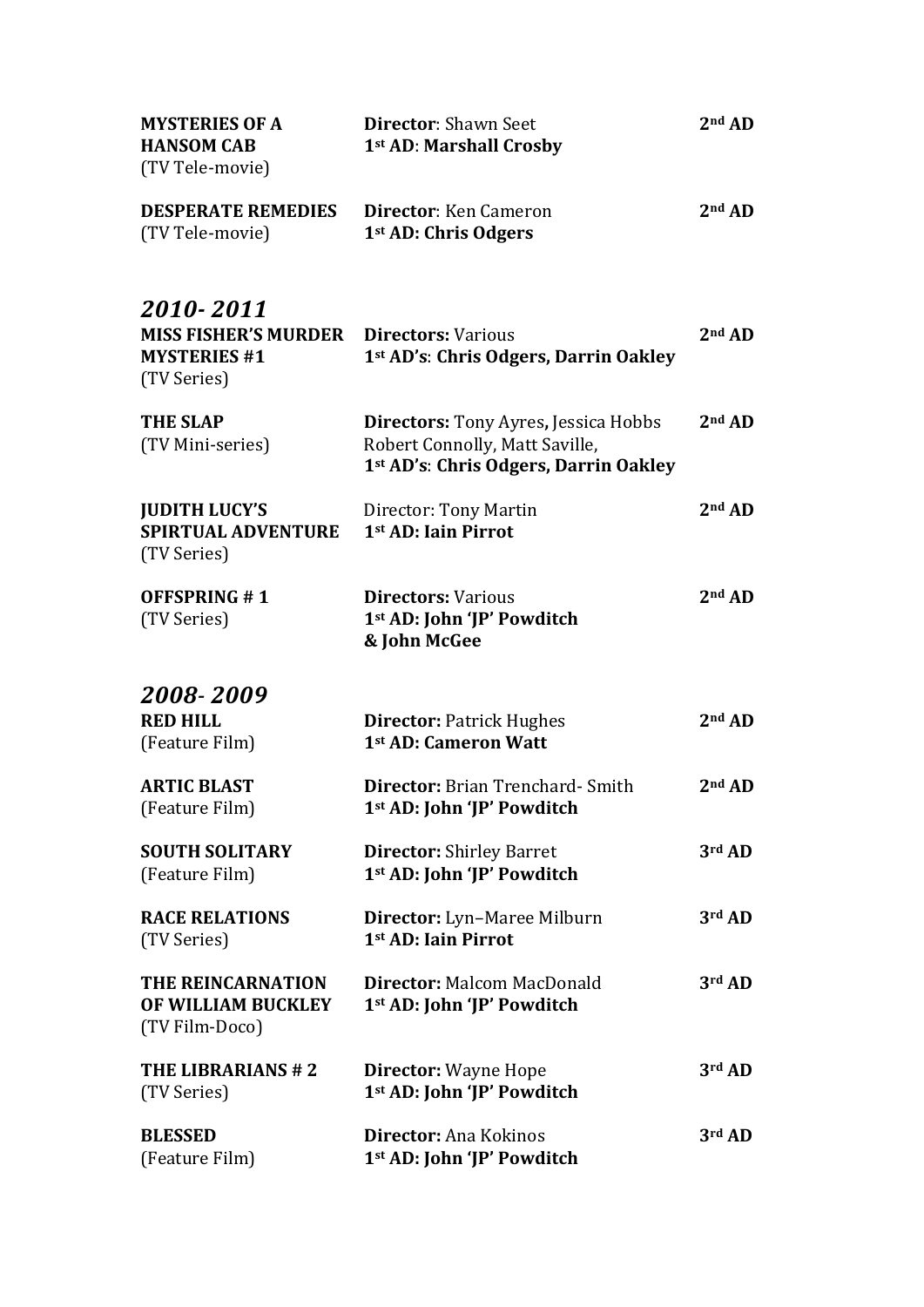| | | |
|---|---|---|
| **MYSTERIES OF A HANSOM CAB** (TV Tele-movie) | **Director**: Shawn Seet<br>**1st AD**: **Marshall Crosby** | **2nd AD** |
| **DESPERATE REMEDIES** (TV Tele-movie) | **Director**: Ken Cameron<br>**1st AD: Chris Odgers** | **2nd AD** |

## *2010- 2011*

| | | |
|---|---|---|
| **MISS FISHER'S MURDER MYSTERIES #1** (TV Series) | **Directors:** Various<br>**1st AD's**: **Chris Odgers, Darrin Oakley** | **2nd AD** |
| **THE SLAP** (TV Mini-series) | **Directors:** Tony Ayres**,** Jessica Hobbs Robert Connolly, Matt Saville,<br>**1st AD's**: **Chris Odgers, Darrin Oakley** | **2nd AD** |
| **JUDITH LUCY'S SPIRTUAL ADVENTURE** (TV Series) | Director: Tony Martin<br>**1st AD: Iain Pirrot** | **2nd AD** |
| **OFFSPRING # 1** (TV Series) | **Directors:** Various<br>**1st AD: John 'JP' Powditch & John McGee** | **2nd AD** |

## *2008- 2009*

| | | |
|---|---|---|
| **RED HILL** (Feature Film) | **Director:** Patrick Hughes<br>**1st AD: Cameron Watt** | **2nd AD** |
| **ARTIC BLAST** (Feature Film) | **Director:** Brian Trenchard- Smith<br>**1st AD: John 'JP' Powditch** | **2nd AD** |
| **SOUTH SOLITARY** (Feature Film) | **Director:** Shirley Barret<br>**1st AD: John 'JP' Powditch** | **3rd AD** |
| **RACE RELATIONS** (TV Series) | **Director:** Lyn–Maree Milburn<br>**1st AD: Iain Pirrot** | **3rd AD** |
| **THE REINCARNATION OF WILLIAM BUCKLEY** (TV Film-Doco) | **Director:** Malcom MacDonald<br>**1st AD: John 'JP' Powditch** | **3rd AD** |
| **THE LIBRARIANS # 2** (TV Series) | **Director:** Wayne Hope<br>**1st AD: John 'JP' Powditch** | **3rd AD** |
| **BLESSED** (Feature Film) | **Director:** Ana Kokinos<br>**1st AD: John 'JP' Powditch** | **3rd AD** |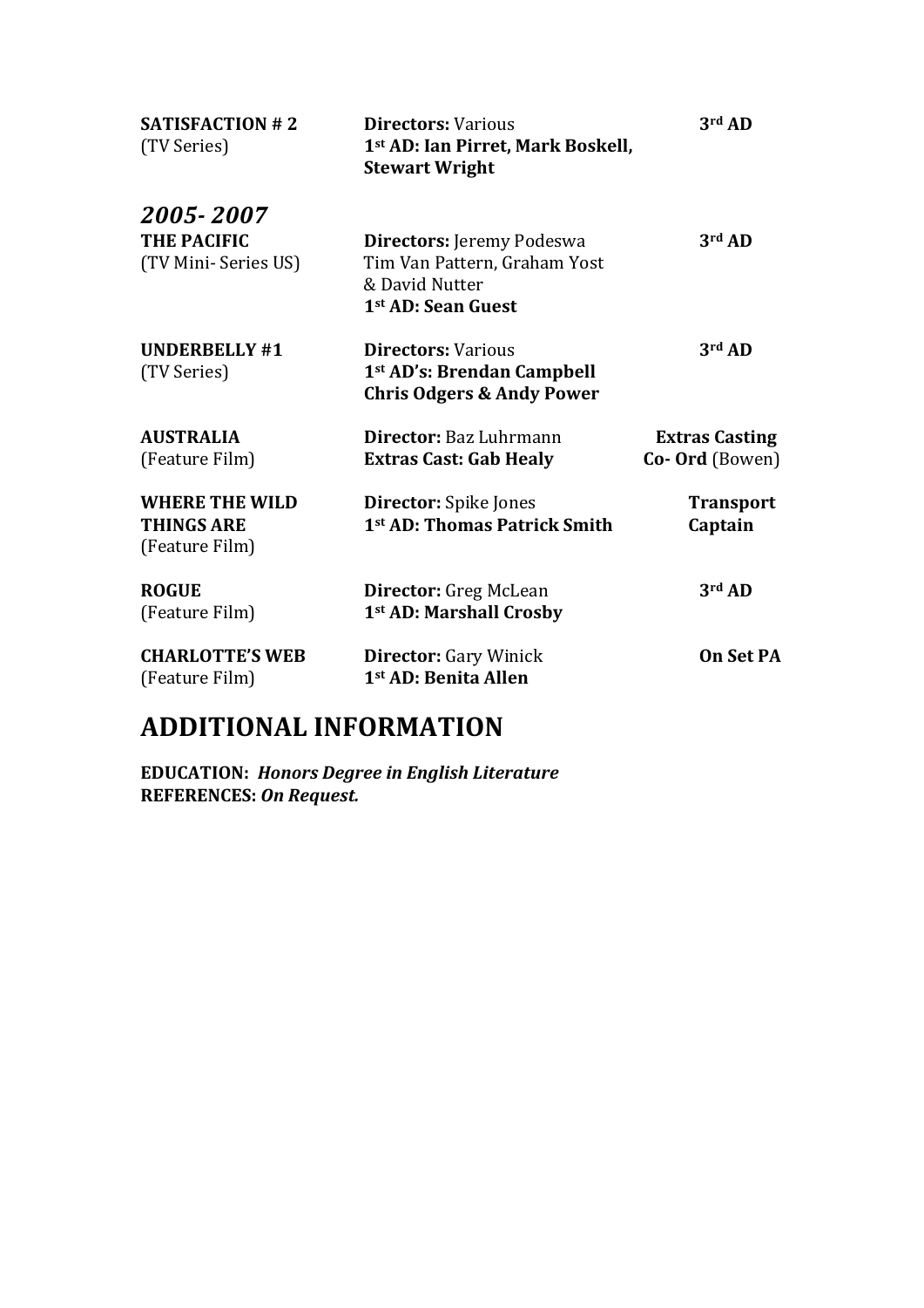| | | |
|---|---|---|
| **SATISFACTION # 2**<br>(TV Series) | **Directors:** Various<br>**1st AD: Ian Pirret, Mark Boskell, Stewart Wright** | **3rd AD** |

### *2005- 2007*

| | | |
|---|---|---|
| **THE PACIFIC**<br>(TV Mini- Series US) | **Directors:** Jeremy Podeswa<br>Tim Van Pattern, Graham Yost<br>& David Nutter<br>**1st AD: Sean Guest** | **3rd AD** |
| **UNDERBELLY #1**<br>(TV Series) | **Directors:** Various<br>**1st AD's: Brendan Campbell**<br>**Chris Odgers & Andy Power** | **3rd AD** |
| **AUSTRALIA**<br>(Feature Film) | **Director:** Baz Luhrmann<br>**Extras Cast: Gab Healy** | **Extras Casting Co- Ord** (Bowen) |
| **WHERE THE WILD THINGS ARE**<br>(Feature Film) | **Director:** Spike Jones<br>**1st AD: Thomas Patrick Smith** | **Transport Captain** |
| **ROGUE**<br>(Feature Film) | **Director:** Greg McLean<br>**1st AD: Marshall Crosby** | **3rd AD** |
| **CHARLOTTE'S WEB**<br>(Feature Film) | **Director:** Gary Winick<br>**1st AD: Benita Allen** | **On Set PA** |

## ADDITIONAL INFORMATION

**EDUCATION:** ***Honors Degree in English Literature***
**REFERENCES:** ***On Request.***